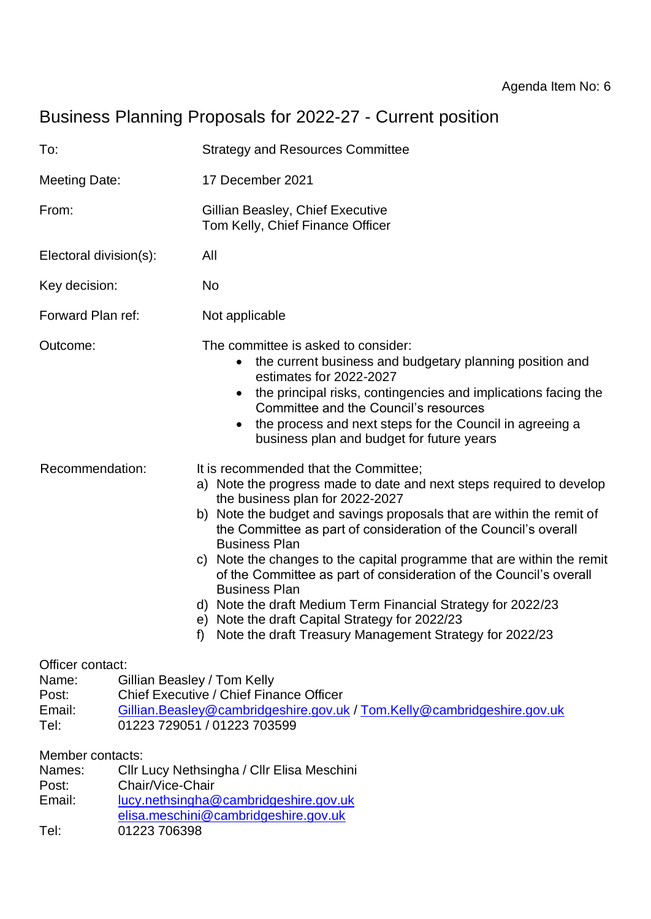Agenda Item No: 6

# Business Planning Proposals for 2022-27 - Current position

| | |
|---|---|
| To: | Strategy and Resources Committee |
| Meeting Date: | 17 December 2021 |
| From: | Gillian Beasley, Chief Executive<br>Tom Kelly, Chief Finance Officer |
| Electoral division(s): | All |
| Key decision: | No |
| Forward Plan ref: | Not applicable |

Outcome: The committee is asked to consider:

- the current business and budgetary planning position and estimates for 2022-2027
- the principal risks, contingencies and implications facing the Committee and the Council's resources
- the process and next steps for the Council in agreeing a business plan and budget for future years

Recommendation: It is recommended that the Committee;

a) Note the progress made to date and next steps required to develop the business plan for 2022-2027
b) Note the budget and savings proposals that are within the remit of the Committee as part of consideration of the Council's overall Business Plan
c) Note the changes to the capital programme that are within the remit of the Committee as part of consideration of the Council's overall Business Plan
d) Note the draft Medium Term Financial Strategy for 2022/23
e) Note the draft Capital Strategy for 2022/23
f) Note the draft Treasury Management Strategy for 2022/23

Officer contact:

Name: Gillian Beasley / Tom Kelly
Post: Chief Executive / Chief Finance Officer
Email: Gillian.Beasley@cambridgeshire.gov.uk / Tom.Kelly@cambridgeshire.gov.uk
Tel: 01223 729051 / 01223 703599

Member contacts:

Names: Cllr Lucy Nethsingha / Cllr Elisa Meschini
Post: Chair/Vice-Chair
Email: lucy.nethsingha@cambridgeshire.gov.uk
elisa.meschini@cambridgeshire.gov.uk
Tel: 01223 706398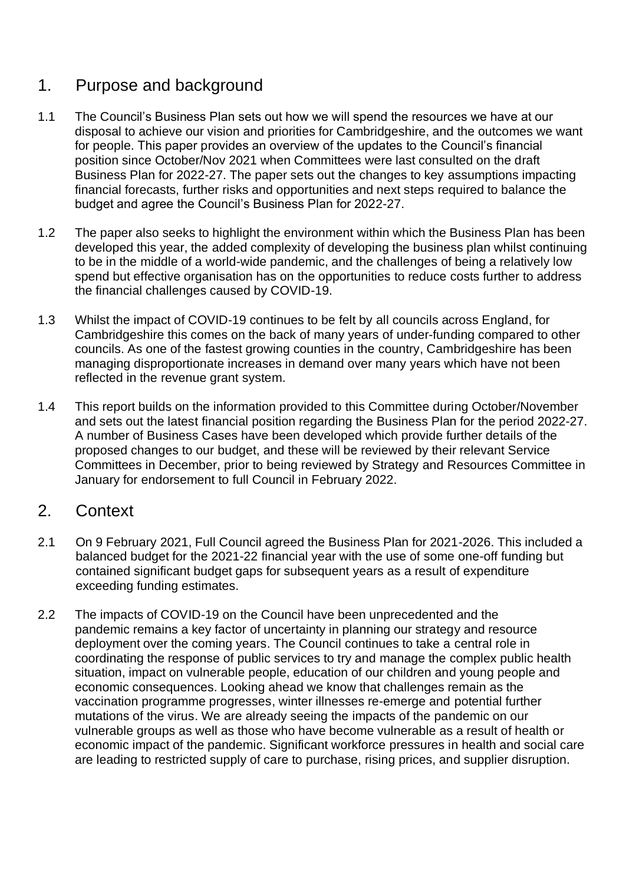## 1. Purpose and background

1.1 The Council's Business Plan sets out how we will spend the resources we have at our disposal to achieve our vision and priorities for Cambridgeshire, and the outcomes we want for people. This paper provides an overview of the updates to the Council's financial position since October/Nov 2021 when Committees were last consulted on the draft Business Plan for 2022-27. The paper sets out the changes to key assumptions impacting financial forecasts, further risks and opportunities and next steps required to balance the budget and agree the Council's Business Plan for 2022-27.

1.2 The paper also seeks to highlight the environment within which the Business Plan has been developed this year, the added complexity of developing the business plan whilst continuing to be in the middle of a world-wide pandemic, and the challenges of being a relatively low spend but effective organisation has on the opportunities to reduce costs further to address the financial challenges caused by COVID-19.

1.3 Whilst the impact of COVID-19 continues to be felt by all councils across England, for Cambridgeshire this comes on the back of many years of under-funding compared to other councils. As one of the fastest growing counties in the country, Cambridgeshire has been managing disproportionate increases in demand over many years which have not been reflected in the revenue grant system.

1.4 This report builds on the information provided to this Committee during October/November and sets out the latest financial position regarding the Business Plan for the period 2022-27. A number of Business Cases have been developed which provide further details of the proposed changes to our budget, and these will be reviewed by their relevant Service Committees in December, prior to being reviewed by Strategy and Resources Committee in January for endorsement to full Council in February 2022.

## 2. Context

2.1 On 9 February 2021, Full Council agreed the Business Plan for 2021-2026. This included a balanced budget for the 2021-22 financial year with the use of some one-off funding but contained significant budget gaps for subsequent years as a result of expenditure exceeding funding estimates.

2.2 The impacts of COVID-19 on the Council have been unprecedented and the pandemic remains a key factor of uncertainty in planning our strategy and resource deployment over the coming years. The Council continues to take a central role in coordinating the response of public services to try and manage the complex public health situation, impact on vulnerable people, education of our children and young people and economic consequences. Looking ahead we know that challenges remain as the vaccination programme progresses, winter illnesses re-emerge and potential further mutations of the virus. We are already seeing the impacts of the pandemic on our vulnerable groups as well as those who have become vulnerable as a result of health or economic impact of the pandemic. Significant workforce pressures in health and social care are leading to restricted supply of care to purchase, rising prices, and supplier disruption.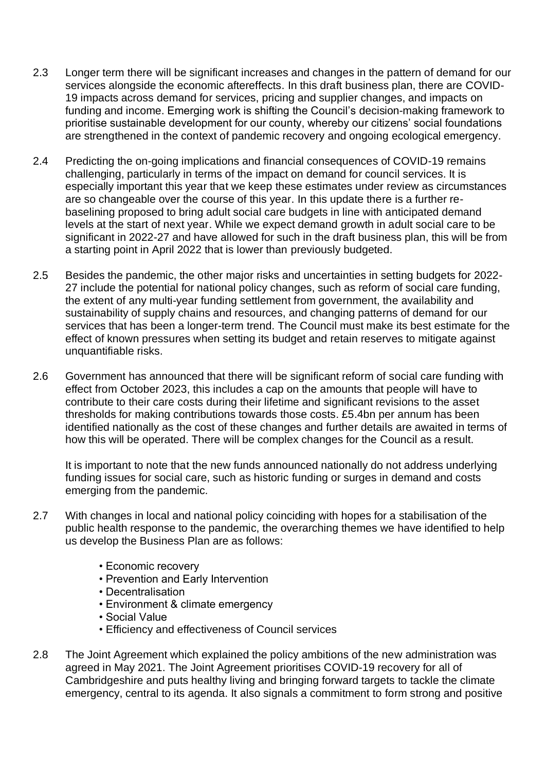2.3 Longer term there will be significant increases and changes in the pattern of demand for our services alongside the economic aftereffects. In this draft business plan, there are COVID-19 impacts across demand for services, pricing and supplier changes, and impacts on funding and income. Emerging work is shifting the Council's decision-making framework to prioritise sustainable development for our county, whereby our citizens' social foundations are strengthened in the context of pandemic recovery and ongoing ecological emergency.

2.4 Predicting the on-going implications and financial consequences of COVID-19 remains challenging, particularly in terms of the impact on demand for council services. It is especially important this year that we keep these estimates under review as circumstances are so changeable over the course of this year. In this update there is a further re-baselining proposed to bring adult social care budgets in line with anticipated demand levels at the start of next year. While we expect demand growth in adult social care to be significant in 2022-27 and have allowed for such in the draft business plan, this will be from a starting point in April 2022 that is lower than previously budgeted.

2.5 Besides the pandemic, the other major risks and uncertainties in setting budgets for 2022-27 include the potential for national policy changes, such as reform of social care funding, the extent of any multi-year funding settlement from government, the availability and sustainability of supply chains and resources, and changing patterns of demand for our services that has been a longer-term trend. The Council must make its best estimate for the effect of known pressures when setting its budget and retain reserves to mitigate against unquantifiable risks.

2.6 Government has announced that there will be significant reform of social care funding with effect from October 2023, this includes a cap on the amounts that people will have to contribute to their care costs during their lifetime and significant revisions to the asset thresholds for making contributions towards those costs. £5.4bn per annum has been identified nationally as the cost of these changes and further details are awaited in terms of how this will be operated. There will be complex changes for the Council as a result.

It is important to note that the new funds announced nationally do not address underlying funding issues for social care, such as historic funding or surges in demand and costs emerging from the pandemic.

2.7 With changes in local and national policy coinciding with hopes for a stabilisation of the public health response to the pandemic, the overarching themes we have identified to help us develop the Business Plan are as follows:

- Economic recovery
- Prevention and Early Intervention
- Decentralisation
- Environment & climate emergency
- Social Value
- Efficiency and effectiveness of Council services

2.8 The Joint Agreement which explained the policy ambitions of the new administration was agreed in May 2021. The Joint Agreement prioritises COVID-19 recovery for all of Cambridgeshire and puts healthy living and bringing forward targets to tackle the climate emergency, central to its agenda. It also signals a commitment to form strong and positive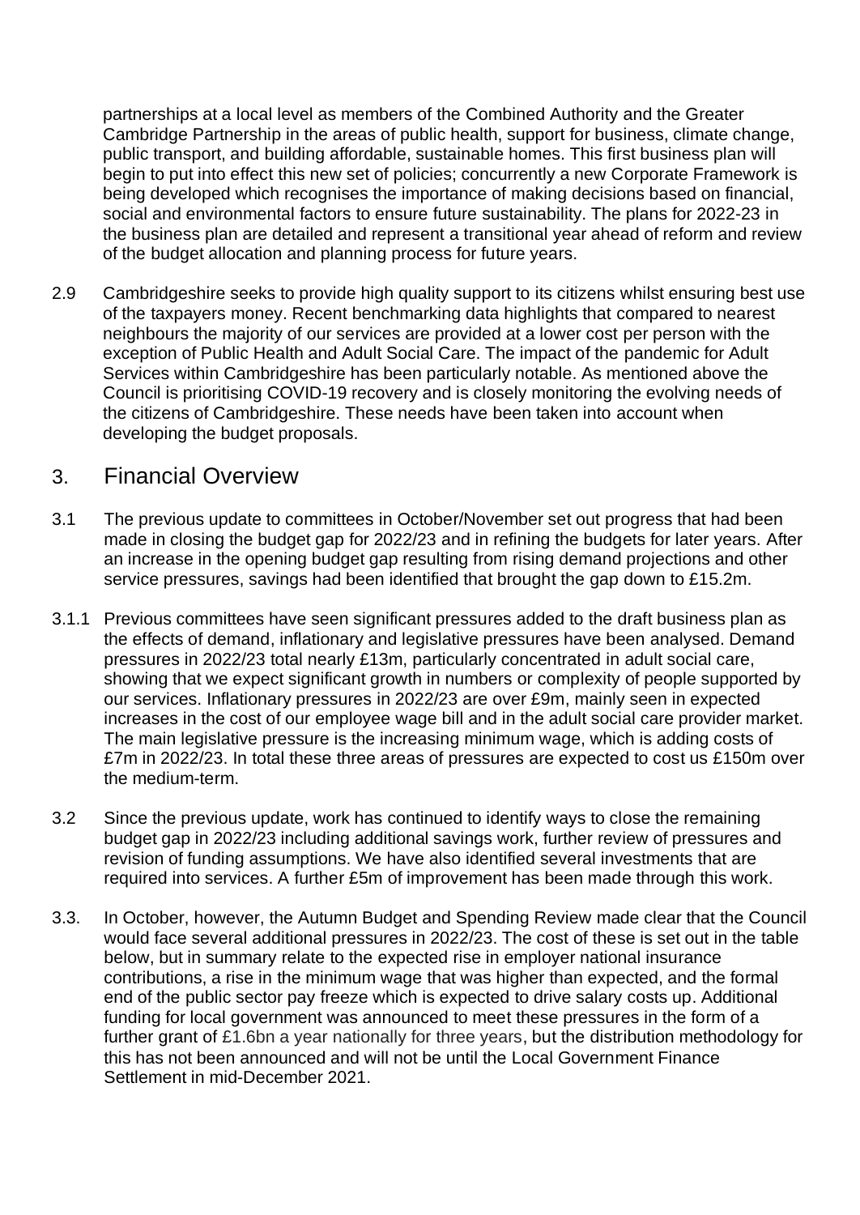partnerships at a local level as members of the Combined Authority and the Greater Cambridge Partnership in the areas of public health, support for business, climate change, public transport, and building affordable, sustainable homes. This first business plan will begin to put into effect this new set of policies; concurrently a new Corporate Framework is being developed which recognises the importance of making decisions based on financial, social and environmental factors to ensure future sustainability. The plans for 2022-23 in the business plan are detailed and represent a transitional year ahead of reform and review of the budget allocation and planning process for future years.

2.9 Cambridgeshire seeks to provide high quality support to its citizens whilst ensuring best use of the taxpayers money. Recent benchmarking data highlights that compared to nearest neighbours the majority of our services are provided at a lower cost per person with the exception of Public Health and Adult Social Care. The impact of the pandemic for Adult Services within Cambridgeshire has been particularly notable. As mentioned above the Council is prioritising COVID-19 recovery and is closely monitoring the evolving needs of the citizens of Cambridgeshire. These needs have been taken into account when developing the budget proposals.

## 3. Financial Overview

3.1 The previous update to committees in October/November set out progress that had been made in closing the budget gap for 2022/23 and in refining the budgets for later years. After an increase in the opening budget gap resulting from rising demand projections and other service pressures, savings had been identified that brought the gap down to £15.2m.

3.1.1 Previous committees have seen significant pressures added to the draft business plan as the effects of demand, inflationary and legislative pressures have been analysed. Demand pressures in 2022/23 total nearly £13m, particularly concentrated in adult social care, showing that we expect significant growth in numbers or complexity of people supported by our services. Inflationary pressures in 2022/23 are over £9m, mainly seen in expected increases in the cost of our employee wage bill and in the adult social care provider market. The main legislative pressure is the increasing minimum wage, which is adding costs of £7m in 2022/23. In total these three areas of pressures are expected to cost us £150m over the medium-term.

3.2 Since the previous update, work has continued to identify ways to close the remaining budget gap in 2022/23 including additional savings work, further review of pressures and revision of funding assumptions. We have also identified several investments that are required into services. A further £5m of improvement has been made through this work.

3.3. In October, however, the Autumn Budget and Spending Review made clear that the Council would face several additional pressures in 2022/23. The cost of these is set out in the table below, but in summary relate to the expected rise in employer national insurance contributions, a rise in the minimum wage that was higher than expected, and the formal end of the public sector pay freeze which is expected to drive salary costs up. Additional funding for local government was announced to meet these pressures in the form of a further grant of £1.6bn a year nationally for three years, but the distribution methodology for this has not been announced and will not be until the Local Government Finance Settlement in mid-December 2021.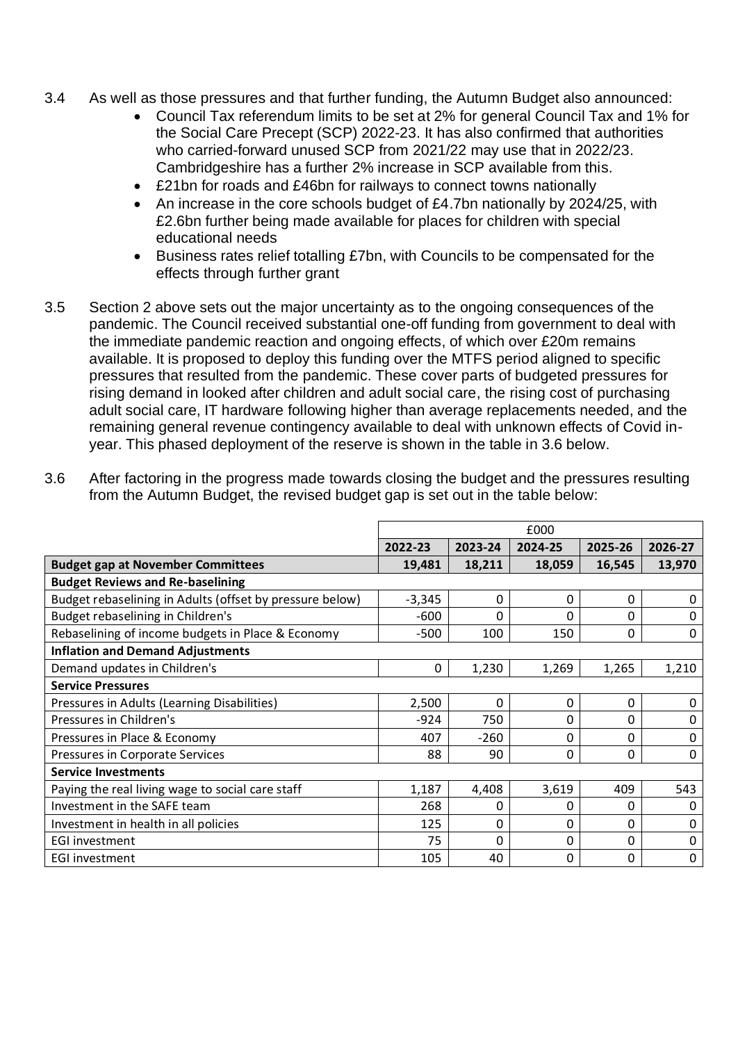3.4 As well as those pressures and that further funding, the Autumn Budget also announced:

- Council Tax referendum limits to be set at 2% for general Council Tax and 1% for the Social Care Precept (SCP) 2022-23. It has also confirmed that authorities who carried-forward unused SCP from 2021/22 may use that in 2022/23. Cambridgeshire has a further 2% increase in SCP available from this.
- £21bn for roads and £46bn for railways to connect towns nationally
- An increase in the core schools budget of £4.7bn nationally by 2024/25, with £2.6bn further being made available for places for children with special educational needs
- Business rates relief totalling £7bn, with Councils to be compensated for the effects through further grant

3.5 Section 2 above sets out the major uncertainty as to the ongoing consequences of the pandemic. The Council received substantial one-off funding from government to deal with the immediate pandemic reaction and ongoing effects, of which over £20m remains available. It is proposed to deploy this funding over the MTFS period aligned to specific pressures that resulted from the pandemic. These cover parts of budgeted pressures for rising demand in looked after children and adult social care, the rising cost of purchasing adult social care, IT hardware following higher than average replacements needed, and the remaining general revenue contingency available to deal with unknown effects of Covid in-year. This phased deployment of the reserve is shown in the table in 3.6 below.

3.6 After factoring in the progress made towards closing the budget and the pressures resulting from the Autumn Budget, the revised budget gap is set out in the table below:

| | £000 | | | | |
|---|---|---|---|---|---|
| | 2022-23 | 2023-24 | 2024-25 | 2025-26 | 2026-27 |
| **Budget gap at November Committees** | **19,481** | **18,211** | **18,059** | **16,545** | **13,970** |
| **Budget Reviews and Re-baselining** | | | | | |
| Budget rebaselining in Adults (offset by pressure below) | -3,345 | 0 | 0 | 0 | 0 |
| Budget rebaselining in Children's | -600 | 0 | 0 | 0 | 0 |
| Rebaselining of income budgets in Place & Economy | -500 | 100 | 150 | 0 | 0 |
| **Inflation and Demand Adjustments** | | | | | |
| Demand updates in Children's | 0 | 1,230 | 1,269 | 1,265 | 1,210 |
| **Service Pressures** | | | | | |
| Pressures in Adults (Learning Disabilities) | 2,500 | 0 | 0 | 0 | 0 |
| Pressures in Children's | -924 | 750 | 0 | 0 | 0 |
| Pressures in Place & Economy | 407 | -260 | 0 | 0 | 0 |
| Pressures in Corporate Services | 88 | 90 | 0 | 0 | 0 |
| **Service Investments** | | | | | |
| Paying the real living wage to social care staff | 1,187 | 4,408 | 3,619 | 409 | 543 |
| Investment in the SAFE team | 268 | 0 | 0 | 0 | 0 |
| Investment in health in all policies | 125 | 0 | 0 | 0 | 0 |
| EGI investment | 75 | 0 | 0 | 0 | 0 |
| EGI investment | 105 | 40 | 0 | 0 | 0 |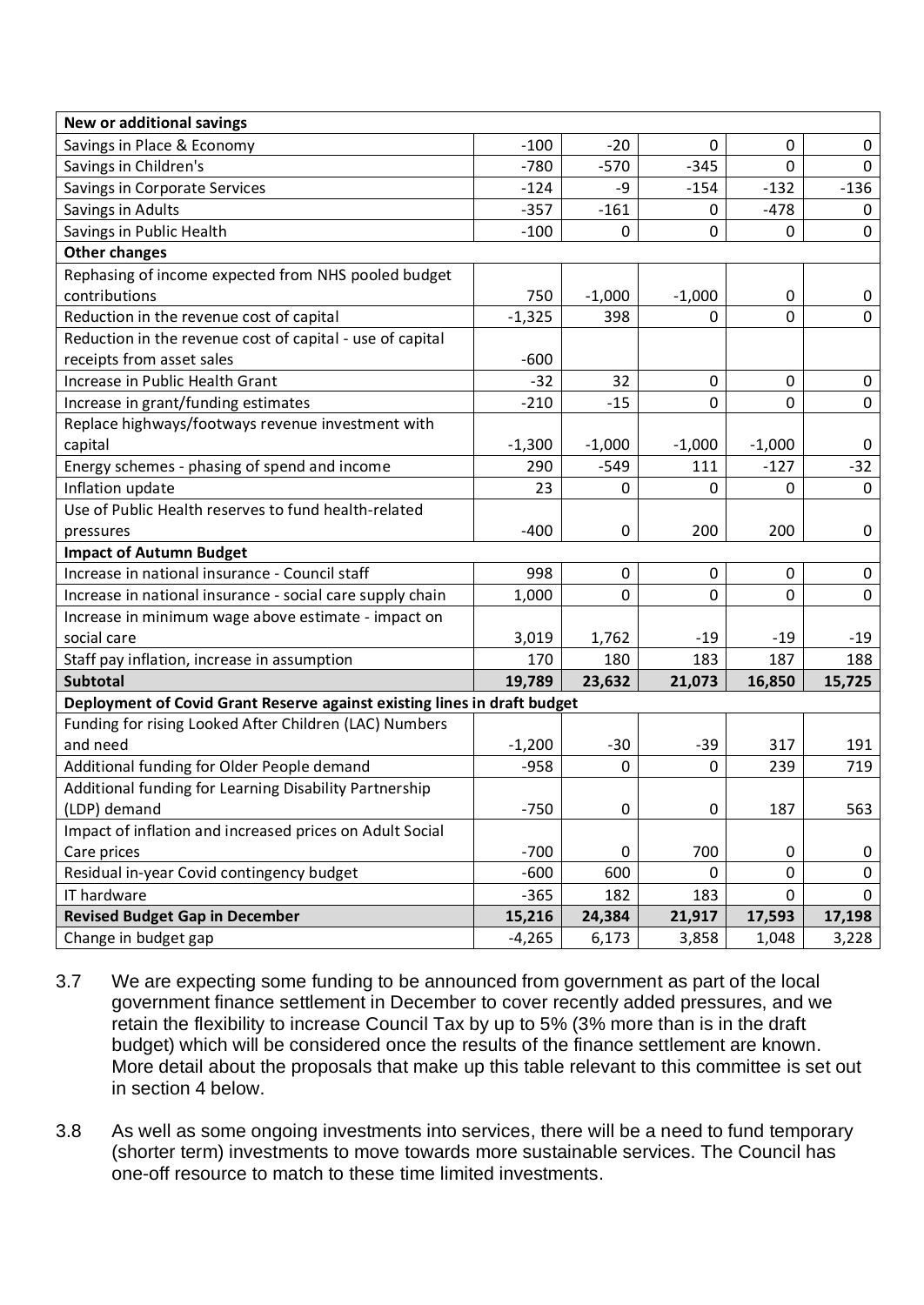| New or additional savings | | | | | |
|---|---|---|---|---|---|
| Savings in Place & Economy | -100 | -20 | 0 | 0 | 0 |
| Savings in Children's | -780 | -570 | -345 | 0 | 0 |
| Savings in Corporate Services | -124 | -9 | -154 | -132 | -136 |
| Savings in Adults | -357 | -161 | 0 | -478 | 0 |
| Savings in Public Health | -100 | 0 | 0 | 0 | 0 |
| **Other changes** | | | | | |
| Rephasing of income expected from NHS pooled budget contributions | 750 | -1,000 | -1,000 | 0 | 0 |
| Reduction in the revenue cost of capital | -1,325 | 398 | 0 | 0 | 0 |
| Reduction in the revenue cost of capital - use of capital receipts from asset sales | -600 | | | | |
| Increase in Public Health Grant | -32 | 32 | 0 | 0 | 0 |
| Increase in grant/funding estimates | -210 | -15 | 0 | 0 | 0 |
| Replace highways/footways revenue investment with capital | -1,300 | -1,000 | -1,000 | -1,000 | 0 |
| Energy schemes - phasing of spend and income | 290 | -549 | 111 | -127 | -32 |
| Inflation update | 23 | 0 | 0 | 0 | 0 |
| Use of Public Health reserves to fund health-related pressures | -400 | 0 | 200 | 200 | 0 |
| **Impact of Autumn Budget** | | | | | |
| Increase in national insurance - Council staff | 998 | 0 | 0 | 0 | 0 |
| Increase in national insurance - social care supply chain | 1,000 | 0 | 0 | 0 | 0 |
| Increase in minimum wage above estimate - impact on social care | 3,019 | 1,762 | -19 | -19 | -19 |
| Staff pay inflation, increase in assumption | 170 | 180 | 183 | 187 | 188 |
| **Subtotal** | **19,789** | **23,632** | **21,073** | **16,850** | **15,725** |
| **Deployment of Covid Grant Reserve against existing lines in draft budget** | | | | | |
| Funding for rising Looked After Children (LAC) Numbers and need | -1,200 | -30 | -39 | 317 | 191 |
| Additional funding for Older People demand | -958 | 0 | 0 | 239 | 719 |
| Additional funding for Learning Disability Partnership (LDP) demand | -750 | 0 | 0 | 187 | 563 |
| Impact of inflation and increased prices on Adult Social Care prices | -700 | 0 | 700 | 0 | 0 |
| Residual in-year Covid contingency budget | -600 | 600 | 0 | 0 | 0 |
| IT hardware | -365 | 182 | 183 | 0 | 0 |
| **Revised Budget Gap in December** | **15,216** | **24,384** | **21,917** | **17,593** | **17,198** |
| Change in budget gap | -4,265 | 6,173 | 3,858 | 1,048 | 3,228 |

3.7 We are expecting some funding to be announced from government as part of the local government finance settlement in December to cover recently added pressures, and we retain the flexibility to increase Council Tax by up to 5% (3% more than is in the draft budget) which will be considered once the results of the finance settlement are known. More detail about the proposals that make up this table relevant to this committee is set out in section 4 below.

3.8 As well as some ongoing investments into services, there will be a need to fund temporary (shorter term) investments to move towards more sustainable services. The Council has one-off resource to match to these time limited investments.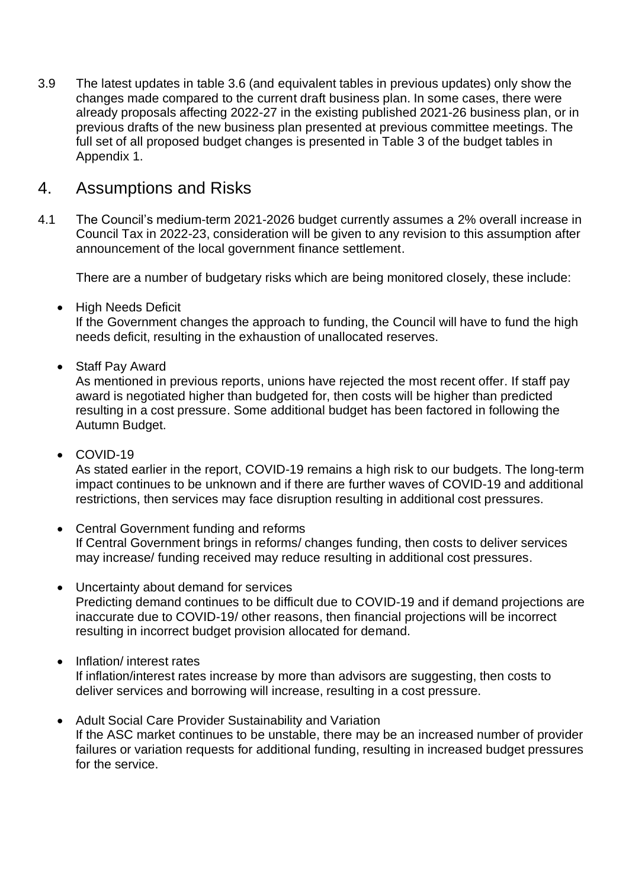3.9 The latest updates in table 3.6 (and equivalent tables in previous updates) only show the changes made compared to the current draft business plan. In some cases, there were already proposals affecting 2022-27 in the existing published 2021-26 business plan, or in previous drafts of the new business plan presented at previous committee meetings. The full set of all proposed budget changes is presented in Table 3 of the budget tables in Appendix 1.

## 4. Assumptions and Risks

4.1 The Council's medium-term 2021-2026 budget currently assumes a 2% overall increase in Council Tax in 2022-23, consideration will be given to any revision to this assumption after announcement of the local government finance settlement.

There are a number of budgetary risks which are being monitored closely, these include:

- High Needs Deficit
  If the Government changes the approach to funding, the Council will have to fund the high needs deficit, resulting in the exhaustion of unallocated reserves.

- Staff Pay Award
  As mentioned in previous reports, unions have rejected the most recent offer. If staff pay award is negotiated higher than budgeted for, then costs will be higher than predicted resulting in a cost pressure. Some additional budget has been factored in following the Autumn Budget.

- COVID-19
  As stated earlier in the report, COVID-19 remains a high risk to our budgets. The long-term impact continues to be unknown and if there are further waves of COVID-19 and additional restrictions, then services may face disruption resulting in additional cost pressures.

- Central Government funding and reforms
  If Central Government brings in reforms/ changes funding, then costs to deliver services may increase/ funding received may reduce resulting in additional cost pressures.

- Uncertainty about demand for services
  Predicting demand continues to be difficult due to COVID-19 and if demand projections are inaccurate due to COVID-19/ other reasons, then financial projections will be incorrect resulting in incorrect budget provision allocated for demand.

- Inflation/ interest rates
  If inflation/interest rates increase by more than advisors are suggesting, then costs to deliver services and borrowing will increase, resulting in a cost pressure.

- Adult Social Care Provider Sustainability and Variation
  If the ASC market continues to be unstable, there may be an increased number of provider failures or variation requests for additional funding, resulting in increased budget pressures for the service.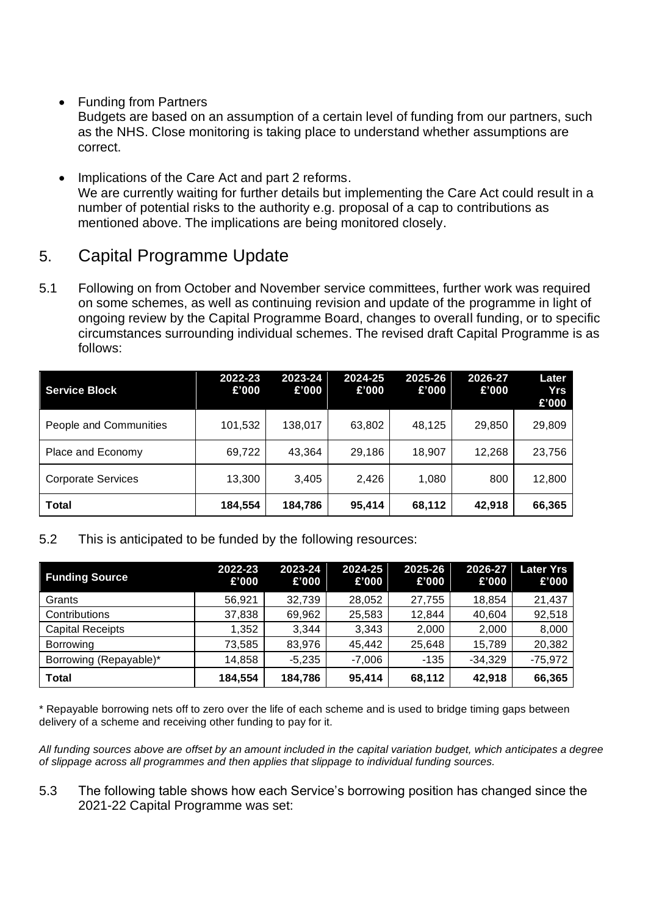- Funding from Partners
  Budgets are based on an assumption of a certain level of funding from our partners, such as the NHS. Close monitoring is taking place to understand whether assumptions are correct.

- Implications of the Care Act and part 2 reforms.
  We are currently waiting for further details but implementing the Care Act could result in a number of potential risks to the authority e.g. proposal of a cap to contributions as mentioned above. The implications are being monitored closely.

## 5. Capital Programme Update

5.1 Following on from October and November service committees, further work was required on some schemes, as well as continuing revision and update of the programme in light of ongoing review by the Capital Programme Board, changes to overall funding, or to specific circumstances surrounding individual schemes. The revised draft Capital Programme is as follows:

| Service Block | 2022-23 £'000 | 2023-24 £'000 | 2024-25 £'000 | 2025-26 £'000 | 2026-27 £'000 | Later Yrs £'000 |
|---|---|---|---|---|---|---|
| People and Communities | 101,532 | 138,017 | 63,802 | 48,125 | 29,850 | 29,809 |
| Place and Economy | 69,722 | 43,364 | 29,186 | 18,907 | 12,268 | 23,756 |
| Corporate Services | 13,300 | 3,405 | 2,426 | 1,080 | 800 | 12,800 |
| **Total** | **184,554** | **184,786** | **95,414** | **68,112** | **42,918** | **66,365** |

5.2 This is anticipated to be funded by the following resources:

| Funding Source | 2022-23 £'000 | 2023-24 £'000 | 2024-25 £'000 | 2025-26 £'000 | 2026-27 £'000 | Later Yrs £'000 |
|---|---|---|---|---|---|---|
| Grants | 56,921 | 32,739 | 28,052 | 27,755 | 18,854 | 21,437 |
| Contributions | 37,838 | 69,962 | 25,583 | 12,844 | 40,604 | 92,518 |
| Capital Receipts | 1,352 | 3,344 | 3,343 | 2,000 | 2,000 | 8,000 |
| Borrowing | 73,585 | 83,976 | 45,442 | 25,648 | 15,789 | 20,382 |
| Borrowing (Repayable)* | 14,858 | -5,235 | -7,006 | -135 | -34,329 | -75,972 |
| **Total** | **184,554** | **184,786** | **95,414** | **68,112** | **42,918** | **66,365** |

* Repayable borrowing nets off to zero over the life of each scheme and is used to bridge timing gaps between delivery of a scheme and receiving other funding to pay for it.

*All funding sources above are offset by an amount included in the capital variation budget, which anticipates a degree of slippage across all programmes and then applies that slippage to individual funding sources.*

5.3 The following table shows how each Service's borrowing position has changed since the 2021-22 Capital Programme was set: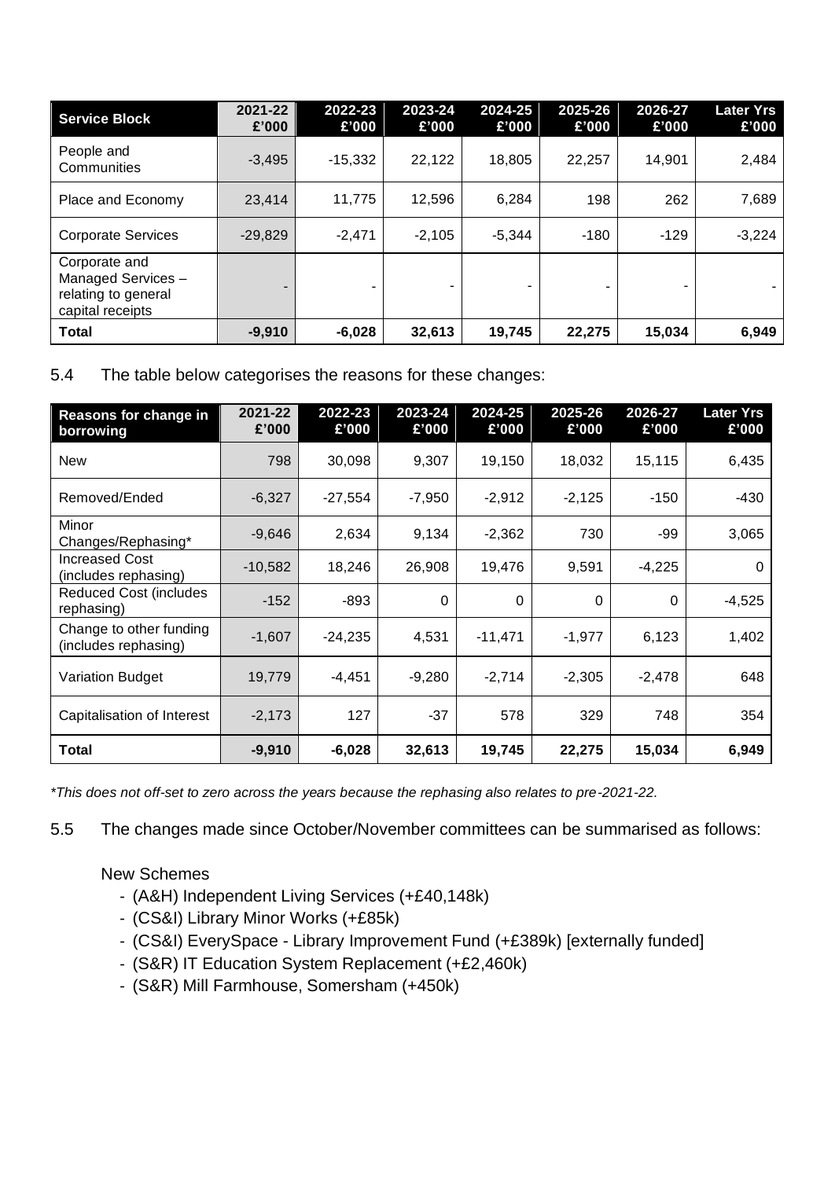| Service Block | 2021-22 £'000 | 2022-23 £'000 | 2023-24 £'000 | 2024-25 £'000 | 2025-26 £'000 | 2026-27 £'000 | Later Yrs £'000 |
|---|---|---|---|---|---|---|---|
| People and Communities | -3,495 | -15,332 | 22,122 | 18,805 | 22,257 | 14,901 | 2,484 |
| Place and Economy | 23,414 | 11,775 | 12,596 | 6,284 | 198 | 262 | 7,689 |
| Corporate Services | -29,829 | -2,471 | -2,105 | -5,344 | -180 | -129 | -3,224 |
| Corporate and Managed Services – relating to general capital receipts | - | - | - | - | - | - | - |
| **Total** | **-9,910** | **-6,028** | **32,613** | **19,745** | **22,275** | **15,034** | **6,949** |

5.4 The table below categorises the reasons for these changes:

| Reasons for change in borrowing | 2021-22 £'000 | 2022-23 £'000 | 2023-24 £'000 | 2024-25 £'000 | 2025-26 £'000 | 2026-27 £'000 | Later Yrs £'000 |
|---|---|---|---|---|---|---|---|
| New | 798 | 30,098 | 9,307 | 19,150 | 18,032 | 15,115 | 6,435 |
| Removed/Ended | -6,327 | -27,554 | -7,950 | -2,912 | -2,125 | -150 | -430 |
| Minor Changes/Rephasing* | -9,646 | 2,634 | 9,134 | -2,362 | 730 | -99 | 3,065 |
| Increased Cost (includes rephasing) | -10,582 | 18,246 | 26,908 | 19,476 | 9,591 | -4,225 | 0 |
| Reduced Cost (includes rephasing) | -152 | -893 | 0 | 0 | 0 | 0 | -4,525 |
| Change to other funding (includes rephasing) | -1,607 | -24,235 | 4,531 | -11,471 | -1,977 | 6,123 | 1,402 |
| Variation Budget | 19,779 | -4,451 | -9,280 | -2,714 | -2,305 | -2,478 | 648 |
| Capitalisation of Interest | -2,173 | 127 | -37 | 578 | 329 | 748 | 354 |
| **Total** | **-9,910** | **-6,028** | **32,613** | **19,745** | **22,275** | **15,034** | **6,949** |

*\*This does not off-set to zero across the years because the rephasing also relates to pre-2021-22.*

5.5 The changes made since October/November committees can be summarised as follows:

New Schemes

- (A&H) Independent Living Services (+£40,148k)
- (CS&I) Library Minor Works (+£85k)
- (CS&I) EverySpace - Library Improvement Fund (+£389k) [externally funded]
- (S&R) IT Education System Replacement (+£2,460k)
- (S&R) Mill Farmhouse, Somersham (+450k)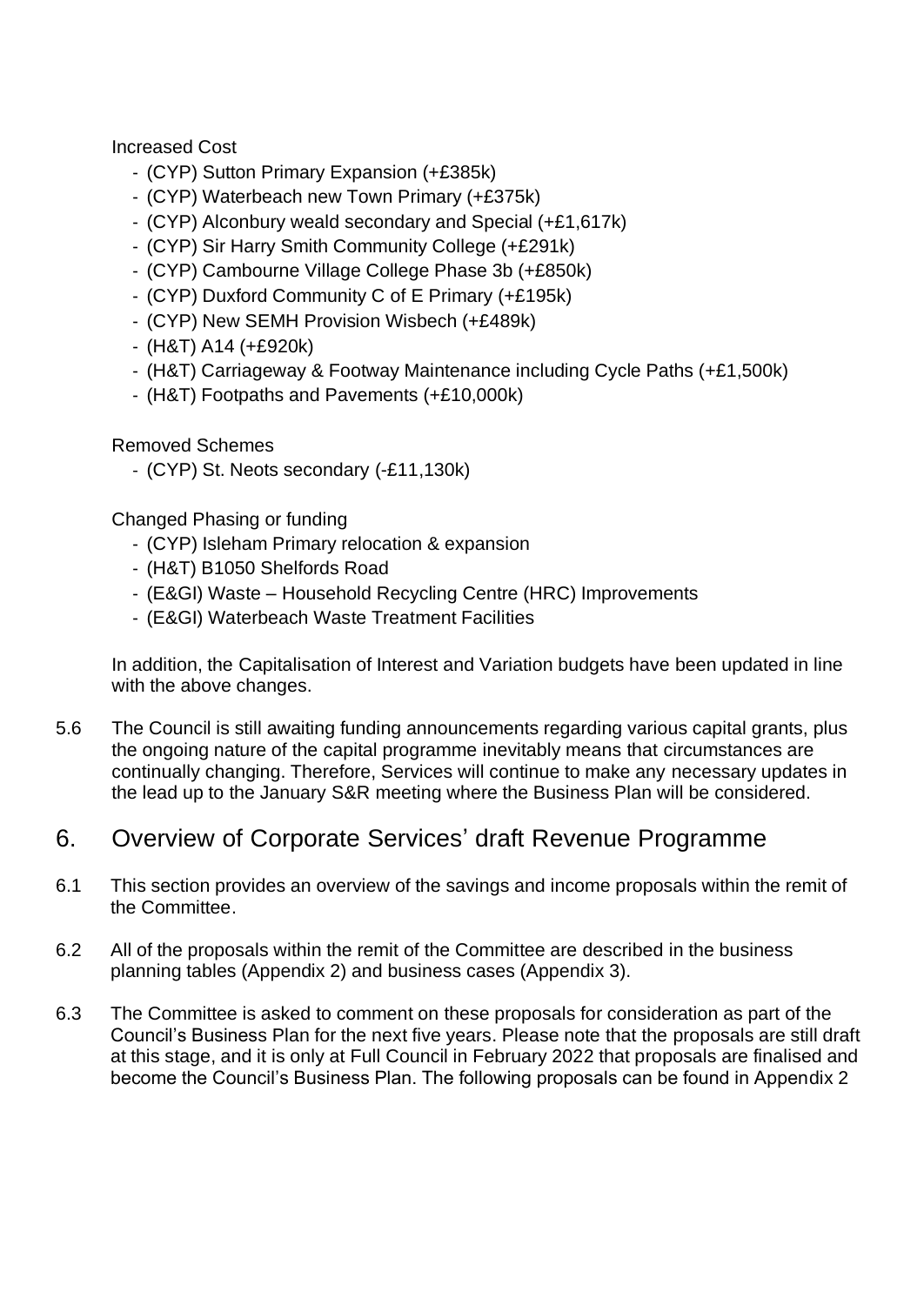Increased Cost

- (CYP) Sutton Primary Expansion (+£385k)
- (CYP) Waterbeach new Town Primary (+£375k)
- (CYP) Alconbury weald secondary and Special (+£1,617k)
- (CYP) Sir Harry Smith Community College (+£291k)
- (CYP) Cambourne Village College Phase 3b (+£850k)
- (CYP) Duxford Community C of E Primary (+£195k)
- (CYP) New SEMH Provision Wisbech (+£489k)
- (H&T) A14 (+£920k)
- (H&T) Carriageway & Footway Maintenance including Cycle Paths (+£1,500k)
- (H&T) Footpaths and Pavements (+£10,000k)

Removed Schemes

- (CYP) St. Neots secondary (-£11,130k)

Changed Phasing or funding

- (CYP) Isleham Primary relocation & expansion
- (H&T) B1050 Shelfords Road
- (E&GI) Waste – Household Recycling Centre (HRC) Improvements
- (E&GI) Waterbeach Waste Treatment Facilities

In addition, the Capitalisation of Interest and Variation budgets have been updated in line with the above changes.

5.6 The Council is still awaiting funding announcements regarding various capital grants, plus the ongoing nature of the capital programme inevitably means that circumstances are continually changing. Therefore, Services will continue to make any necessary updates in the lead up to the January S&R meeting where the Business Plan will be considered.

## 6. Overview of Corporate Services' draft Revenue Programme

6.1 This section provides an overview of the savings and income proposals within the remit of the Committee.

6.2 All of the proposals within the remit of the Committee are described in the business planning tables (Appendix 2) and business cases (Appendix 3).

6.3 The Committee is asked to comment on these proposals for consideration as part of the Council's Business Plan for the next five years. Please note that the proposals are still draft at this stage, and it is only at Full Council in February 2022 that proposals are finalised and become the Council's Business Plan. The following proposals can be found in Appendix 2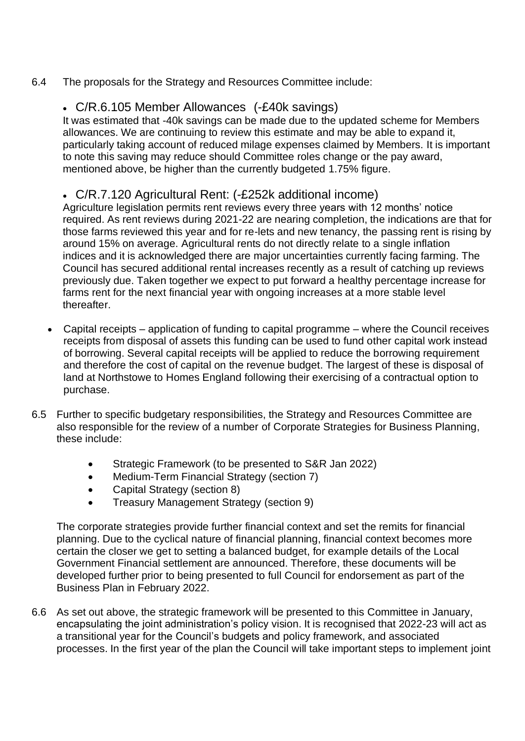6.4 The proposals for the Strategy and Resources Committee include:

- C/R.6.105 Member Allowances (-£40k savings)

  It was estimated that -40k savings can be made due to the updated scheme for Members allowances. We are continuing to review this estimate and may be able to expand it, particularly taking account of reduced milage expenses claimed by Members. It is important to note this saving may reduce should Committee roles change or the pay award, mentioned above, be higher than the currently budgeted 1.75% figure.

- C/R.7.120 Agricultural Rent: (-£252k additional income)

  Agriculture legislation permits rent reviews every three years with 12 months' notice required. As rent reviews during 2021-22 are nearing completion, the indications are that for those farms reviewed this year and for re-lets and new tenancy, the passing rent is rising by around 15% on average. Agricultural rents do not directly relate to a single inflation indices and it is acknowledged there are major uncertainties currently facing farming. The Council has secured additional rental increases recently as a result of catching up reviews previously due. Taken together we expect to put forward a healthy percentage increase for farms rent for the next financial year with ongoing increases at a more stable level thereafter.

- Capital receipts – application of funding to capital programme – where the Council receives receipts from disposal of assets this funding can be used to fund other capital work instead of borrowing. Several capital receipts will be applied to reduce the borrowing requirement and therefore the cost of capital on the revenue budget. The largest of these is disposal of land at Northstowe to Homes England following their exercising of a contractual option to purchase.

6.5 Further to specific budgetary responsibilities, the Strategy and Resources Committee are also responsible for the review of a number of Corporate Strategies for Business Planning, these include:

- Strategic Framework (to be presented to S&R Jan 2022)
- Medium-Term Financial Strategy (section 7)
- Capital Strategy (section 8)
- Treasury Management Strategy (section 9)

The corporate strategies provide further financial context and set the remits for financial planning. Due to the cyclical nature of financial planning, financial context becomes more certain the closer we get to setting a balanced budget, for example details of the Local Government Financial settlement are announced. Therefore, these documents will be developed further prior to being presented to full Council for endorsement as part of the Business Plan in February 2022.

6.6 As set out above, the strategic framework will be presented to this Committee in January, encapsulating the joint administration's policy vision. It is recognised that 2022-23 will act as a transitional year for the Council's budgets and policy framework, and associated processes. In the first year of the plan the Council will take important steps to implement joint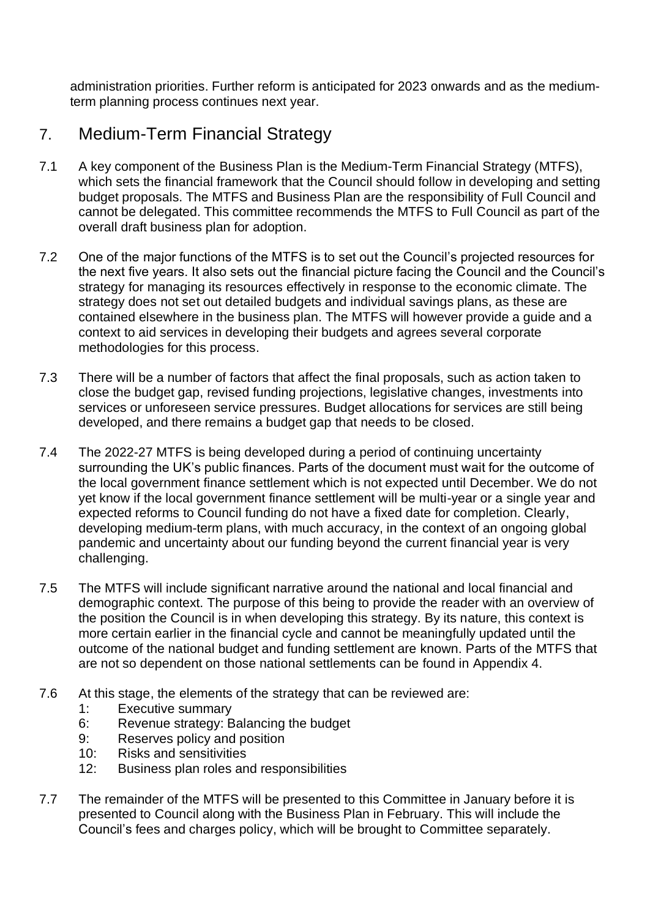administration priorities. Further reform is anticipated for 2023 onwards and as the medium-term planning process continues next year.

## 7. Medium-Term Financial Strategy

7.1 A key component of the Business Plan is the Medium-Term Financial Strategy (MTFS), which sets the financial framework that the Council should follow in developing and setting budget proposals. The MTFS and Business Plan are the responsibility of Full Council and cannot be delegated. This committee recommends the MTFS to Full Council as part of the overall draft business plan for adoption.

7.2 One of the major functions of the MTFS is to set out the Council's projected resources for the next five years. It also sets out the financial picture facing the Council and the Council's strategy for managing its resources effectively in response to the economic climate. The strategy does not set out detailed budgets and individual savings plans, as these are contained elsewhere in the business plan. The MTFS will however provide a guide and a context to aid services in developing their budgets and agrees several corporate methodologies for this process.

7.3 There will be a number of factors that affect the final proposals, such as action taken to close the budget gap, revised funding projections, legislative changes, investments into services or unforeseen service pressures. Budget allocations for services are still being developed, and there remains a budget gap that needs to be closed.

7.4 The 2022-27 MTFS is being developed during a period of continuing uncertainty surrounding the UK's public finances. Parts of the document must wait for the outcome of the local government finance settlement which is not expected until December. We do not yet know if the local government finance settlement will be multi-year or a single year and expected reforms to Council funding do not have a fixed date for completion. Clearly, developing medium-term plans, with much accuracy, in the context of an ongoing global pandemic and uncertainty about our funding beyond the current financial year is very challenging.

7.5 The MTFS will include significant narrative around the national and local financial and demographic context. The purpose of this being to provide the reader with an overview of the position the Council is in when developing this strategy. By its nature, this context is more certain earlier in the financial cycle and cannot be meaningfully updated until the outcome of the national budget and funding settlement are known. Parts of the MTFS that are not so dependent on those national settlements can be found in Appendix 4.

7.6 At this stage, the elements of the strategy that can be reviewed are:

- 1: Executive summary
- 6: Revenue strategy: Balancing the budget
- 9: Reserves policy and position
- 10: Risks and sensitivities
- 12: Business plan roles and responsibilities

7.7 The remainder of the MTFS will be presented to this Committee in January before it is presented to Council along with the Business Plan in February. This will include the Council's fees and charges policy, which will be brought to Committee separately.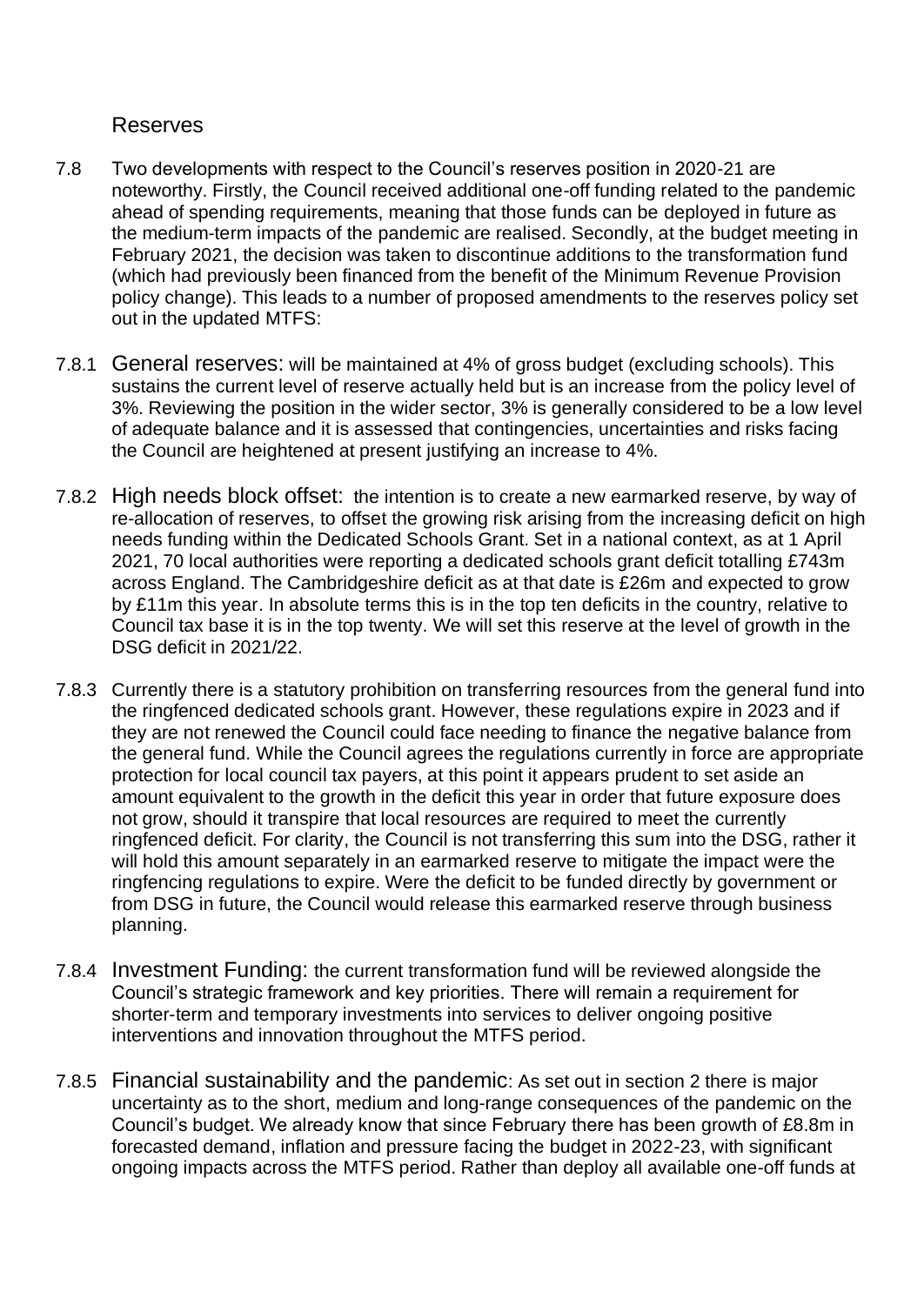## Reserves

7.8 Two developments with respect to the Council's reserves position in 2020-21 are noteworthy. Firstly, the Council received additional one-off funding related to the pandemic ahead of spending requirements, meaning that those funds can be deployed in future as the medium-term impacts of the pandemic are realised. Secondly, at the budget meeting in February 2021, the decision was taken to discontinue additions to the transformation fund (which had previously been financed from the benefit of the Minimum Revenue Provision policy change). This leads to a number of proposed amendments to the reserves policy set out in the updated MTFS:

7.8.1 General reserves: will be maintained at 4% of gross budget (excluding schools). This sustains the current level of reserve actually held but is an increase from the policy level of 3%. Reviewing the position in the wider sector, 3% is generally considered to be a low level of adequate balance and it is assessed that contingencies, uncertainties and risks facing the Council are heightened at present justifying an increase to 4%.

7.8.2 High needs block offset: the intention is to create a new earmarked reserve, by way of re-allocation of reserves, to offset the growing risk arising from the increasing deficit on high needs funding within the Dedicated Schools Grant. Set in a national context, as at 1 April 2021, 70 local authorities were reporting a dedicated schools grant deficit totalling £743m across England. The Cambridgeshire deficit as at that date is £26m and expected to grow by £11m this year. In absolute terms this is in the top ten deficits in the country, relative to Council tax base it is in the top twenty. We will set this reserve at the level of growth in the DSG deficit in 2021/22.

7.8.3 Currently there is a statutory prohibition on transferring resources from the general fund into the ringfenced dedicated schools grant. However, these regulations expire in 2023 and if they are not renewed the Council could face needing to finance the negative balance from the general fund. While the Council agrees the regulations currently in force are appropriate protection for local council tax payers, at this point it appears prudent to set aside an amount equivalent to the growth in the deficit this year in order that future exposure does not grow, should it transpire that local resources are required to meet the currently ringfenced deficit. For clarity, the Council is not transferring this sum into the DSG, rather it will hold this amount separately in an earmarked reserve to mitigate the impact were the ringfencing regulations to expire. Were the deficit to be funded directly by government or from DSG in future, the Council would release this earmarked reserve through business planning.

7.8.4 Investment Funding: the current transformation fund will be reviewed alongside the Council's strategic framework and key priorities. There will remain a requirement for shorter-term and temporary investments into services to deliver ongoing positive interventions and innovation throughout the MTFS period.

7.8.5 Financial sustainability and the pandemic: As set out in section 2 there is major uncertainty as to the short, medium and long-range consequences of the pandemic on the Council's budget. We already know that since February there has been growth of £8.8m in forecasted demand, inflation and pressure facing the budget in 2022-23, with significant ongoing impacts across the MTFS period. Rather than deploy all available one-off funds at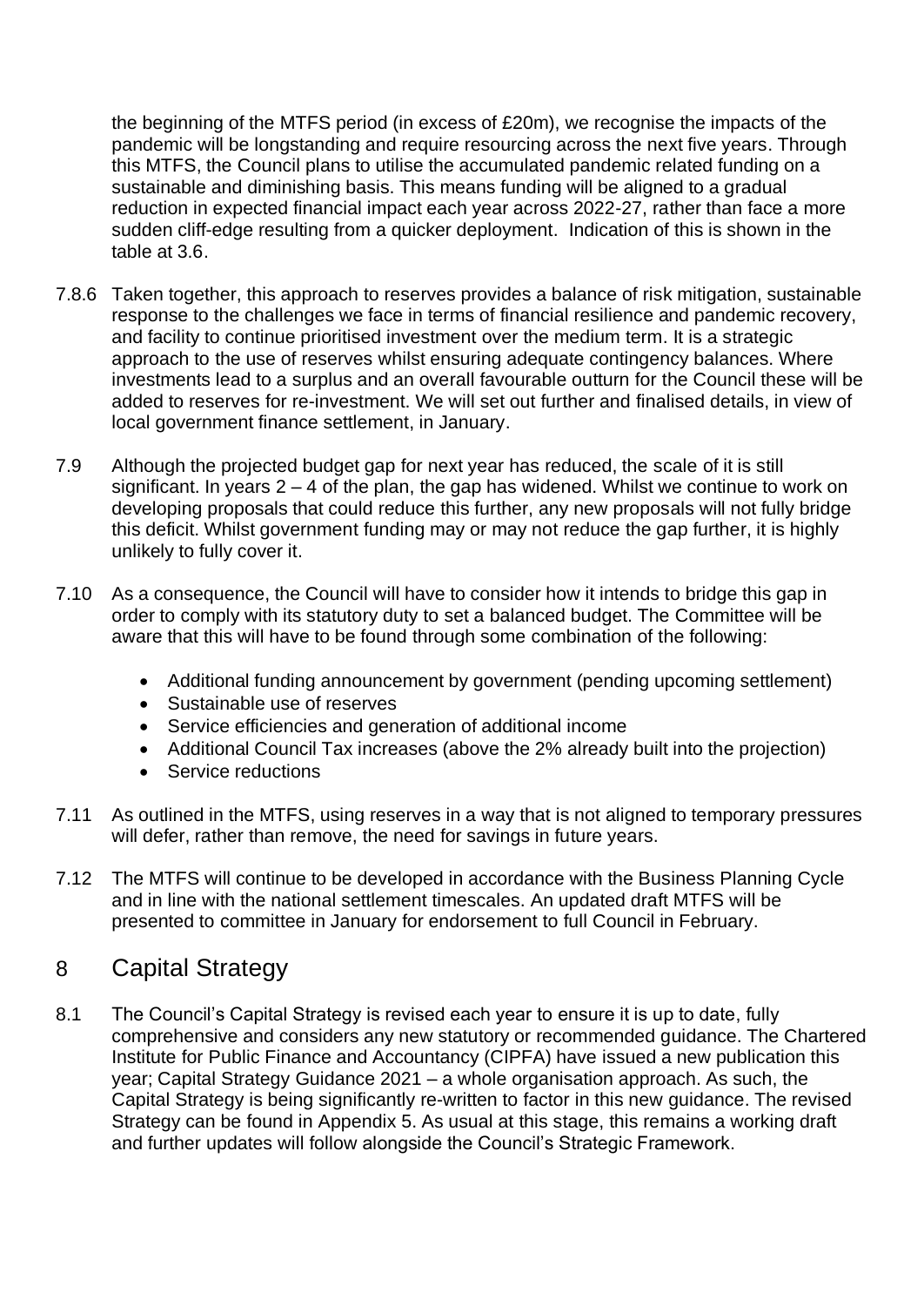the beginning of the MTFS period (in excess of £20m), we recognise the impacts of the pandemic will be longstanding and require resourcing across the next five years. Through this MTFS, the Council plans to utilise the accumulated pandemic related funding on a sustainable and diminishing basis. This means funding will be aligned to a gradual reduction in expected financial impact each year across 2022-27, rather than face a more sudden cliff-edge resulting from a quicker deployment. Indication of this is shown in the table at 3.6.

7.8.6 Taken together, this approach to reserves provides a balance of risk mitigation, sustainable response to the challenges we face in terms of financial resilience and pandemic recovery, and facility to continue prioritised investment over the medium term. It is a strategic approach to the use of reserves whilst ensuring adequate contingency balances. Where investments lead to a surplus and an overall favourable outturn for the Council these will be added to reserves for re-investment. We will set out further and finalised details, in view of local government finance settlement, in January.

7.9 Although the projected budget gap for next year has reduced, the scale of it is still significant. In years 2 – 4 of the plan, the gap has widened. Whilst we continue to work on developing proposals that could reduce this further, any new proposals will not fully bridge this deficit. Whilst government funding may or may not reduce the gap further, it is highly unlikely to fully cover it.

7.10 As a consequence, the Council will have to consider how it intends to bridge this gap in order to comply with its statutory duty to set a balanced budget. The Committee will be aware that this will have to be found through some combination of the following:

- Additional funding announcement by government (pending upcoming settlement)
- Sustainable use of reserves
- Service efficiencies and generation of additional income
- Additional Council Tax increases (above the 2% already built into the projection)
- Service reductions

7.11 As outlined in the MTFS, using reserves in a way that is not aligned to temporary pressures will defer, rather than remove, the need for savings in future years.

7.12 The MTFS will continue to be developed in accordance with the Business Planning Cycle and in line with the national settlement timescales. An updated draft MTFS will be presented to committee in January for endorsement to full Council in February.

# 8 Capital Strategy

8.1 The Council's Capital Strategy is revised each year to ensure it is up to date, fully comprehensive and considers any new statutory or recommended guidance. The Chartered Institute for Public Finance and Accountancy (CIPFA) have issued a new publication this year; Capital Strategy Guidance 2021 – a whole organisation approach. As such, the Capital Strategy is being significantly re-written to factor in this new guidance. The revised Strategy can be found in Appendix 5. As usual at this stage, this remains a working draft and further updates will follow alongside the Council's Strategic Framework.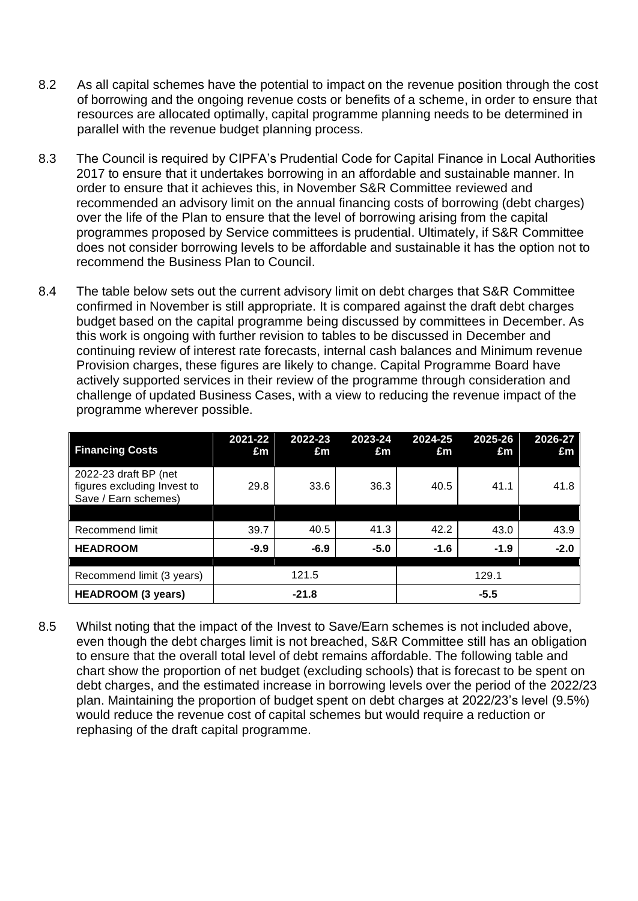8.2 As all capital schemes have the potential to impact on the revenue position through the cost of borrowing and the ongoing revenue costs or benefits of a scheme, in order to ensure that resources are allocated optimally, capital programme planning needs to be determined in parallel with the revenue budget planning process.

8.3 The Council is required by CIPFA's Prudential Code for Capital Finance in Local Authorities 2017 to ensure that it undertakes borrowing in an affordable and sustainable manner. In order to ensure that it achieves this, in November S&R Committee reviewed and recommended an advisory limit on the annual financing costs of borrowing (debt charges) over the life of the Plan to ensure that the level of borrowing arising from the capital programmes proposed by Service committees is prudential. Ultimately, if S&R Committee does not consider borrowing levels to be affordable and sustainable it has the option not to recommend the Business Plan to Council.

8.4 The table below sets out the current advisory limit on debt charges that S&R Committee confirmed in November is still appropriate. It is compared against the draft debt charges budget based on the capital programme being discussed by committees in December. As this work is ongoing with further revision to tables to be discussed in December and continuing review of interest rate forecasts, internal cash balances and Minimum revenue Provision charges, these figures are likely to change. Capital Programme Board have actively supported services in their review of the programme through consideration and challenge of updated Business Cases, with a view to reducing the revenue impact of the programme wherever possible.

| **Financing Costs** | **2021-22 £m** | **2022-23 £m** | **2023-24 £m** | **2024-25 £m** | **2025-26 £m** | **2026-27 £m** |
|---|---|---|---|---|---|---|
| 2022-23 draft BP (net figures excluding Invest to Save / Earn schemes) | 29.8 | 33.6 | 36.3 | 40.5 | 41.1 | 41.8 |
| | | | | | | |
| Recommend limit | 39.7 | 40.5 | 41.3 | 42.2 | 43.0 | 43.9 |
| **HEADROOM** | **-9.9** | **-6.9** | **-5.0** | **-1.6** | **-1.9** | **-2.0** |
| | | | | | | |
| Recommend limit (3 years) | 121.5 | | | 129.1 | | |
| **HEADROOM (3 years)** | **-21.8** | | | **-5.5** | | |

8.5 Whilst noting that the impact of the Invest to Save/Earn schemes is not included above, even though the debt charges limit is not breached, S&R Committee still has an obligation to ensure that the overall total level of debt remains affordable. The following table and chart show the proportion of net budget (excluding schools) that is forecast to be spent on debt charges, and the estimated increase in borrowing levels over the period of the 2022/23 plan. Maintaining the proportion of budget spent on debt charges at 2022/23's level (9.5%) would reduce the revenue cost of capital schemes but would require a reduction or rephasing of the draft capital programme.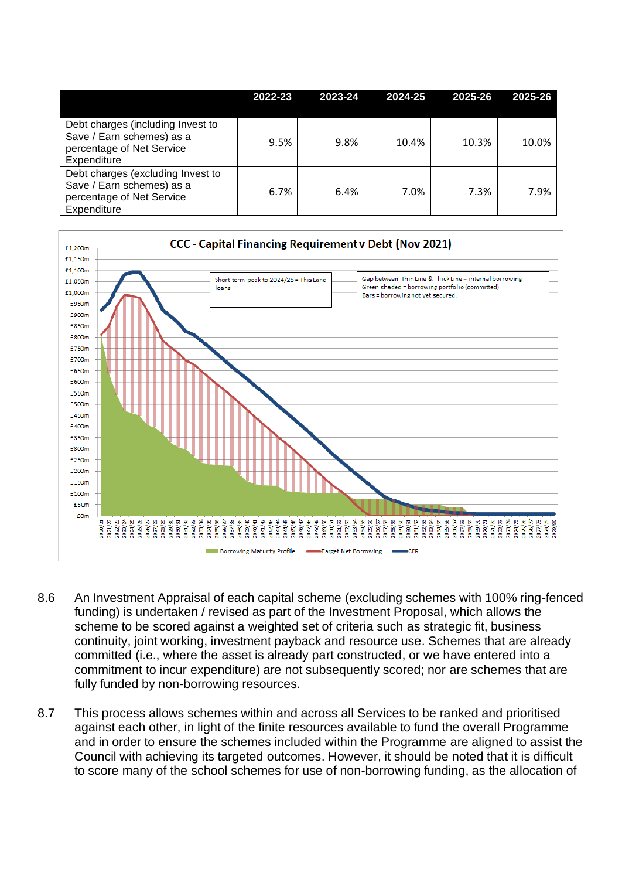| | 2022-23 | 2023-24 | 2024-25 | 2025-26 | 2025-26 |
|---|---|---|---|---|---|
| Debt charges (including Invest to Save / Earn schemes) as a percentage of Net Service Expenditure | 9.5% | 9.8% | 10.4% | 10.3% | 10.0% |
| Debt charges (excluding Invest to Save / Earn schemes) as a percentage of Net Service Expenditure | 6.7% | 6.4% | 7.0% | 7.3% | 7.9% |

CCC - Capital Financing Requirement v Debt (Nov 2021)

£1,200m
£1,150m
£1,100m
£1,050m
£1,000m
£950m
£900m
£850m
£800m
£750m
£700m
£650m
£600m
£550m
£500m
£450m
£400m
£350m
£300m
£250m
£200m
£150m
£100m
£50m
£0m

Short-term peak to 2024/25 = This Land loans

Gap between Thin Line & Thick Line = internal borrowing
Green shaded = borrowing portfolio (committed)
Bars = borrowing not yet secured.

2020/21 2021/22 2022/23 2023/24 2024/25 2025/26 2026/27 2027/28 2028/29 2029/30 2030/31 2031/32 2032/33 2033/34 2034/35 2035/36 2036/37 2037/38 2038/39 2039/40 2040/41 2041/42 2042/43 2043/44 2044/45 2045/46 2046/47 2047/48 2048/49 2049/50 2050/51 2051/52 2052/53 2053/54 2054/55 2055/56 2056/57 2057/58 2058/59 2059/60 2060/61 2061/62 2062/63 2063/64 2064/65 2065/66 2066/67 2067/68 2068/69 2069/70 2070/71 2071/72 2072/73 2073/74 2074/75 2075/76 2076/77 2077/78 2078/79 2079/80

Borrowing Maturity Profile
Target Net Borrowing
CFR

8.6 An Investment Appraisal of each capital scheme (excluding schemes with 100% ring-fenced funding) is undertaken / revised as part of the Investment Proposal, which allows the scheme to be scored against a weighted set of criteria such as strategic fit, business continuity, joint working, investment payback and resource use. Schemes that are already committed (i.e., where the asset is already part constructed, or we have entered into a commitment to incur expenditure) are not subsequently scored; nor are schemes that are fully funded by non-borrowing resources.

8.7 This process allows schemes within and across all Services to be ranked and prioritised against each other, in light of the finite resources available to fund the overall Programme and in order to ensure the schemes included within the Programme are aligned to assist the Council with achieving its targeted outcomes. However, it should be noted that it is difficult to score many of the school schemes for use of non-borrowing funding, as the allocation of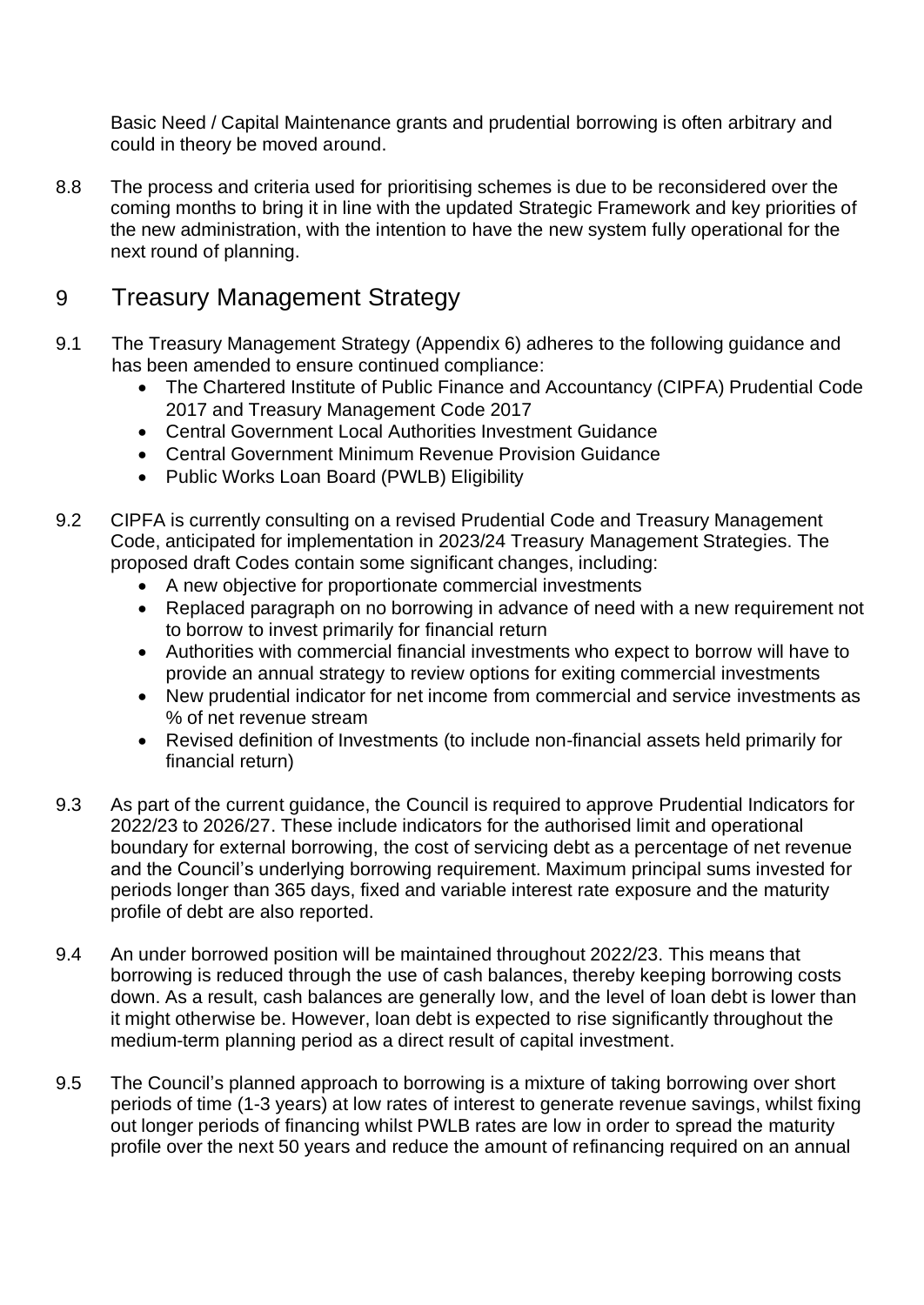Basic Need / Capital Maintenance grants and prudential borrowing is often arbitrary and could in theory be moved around.

8.8 The process and criteria used for prioritising schemes is due to be reconsidered over the coming months to bring it in line with the updated Strategic Framework and key priorities of the new administration, with the intention to have the new system fully operational for the next round of planning.

# 9 Treasury Management Strategy

9.1 The Treasury Management Strategy (Appendix 6) adheres to the following guidance and has been amended to ensure continued compliance:

- The Chartered Institute of Public Finance and Accountancy (CIPFA) Prudential Code 2017 and Treasury Management Code 2017
- Central Government Local Authorities Investment Guidance
- Central Government Minimum Revenue Provision Guidance
- Public Works Loan Board (PWLB) Eligibility

9.2 CIPFA is currently consulting on a revised Prudential Code and Treasury Management Code, anticipated for implementation in 2023/24 Treasury Management Strategies. The proposed draft Codes contain some significant changes, including:

- A new objective for proportionate commercial investments
- Replaced paragraph on no borrowing in advance of need with a new requirement not to borrow to invest primarily for financial return
- Authorities with commercial financial investments who expect to borrow will have to provide an annual strategy to review options for exiting commercial investments
- New prudential indicator for net income from commercial and service investments as % of net revenue stream
- Revised definition of Investments (to include non-financial assets held primarily for financial return)

9.3 As part of the current guidance, the Council is required to approve Prudential Indicators for 2022/23 to 2026/27. These include indicators for the authorised limit and operational boundary for external borrowing, the cost of servicing debt as a percentage of net revenue and the Council's underlying borrowing requirement. Maximum principal sums invested for periods longer than 365 days, fixed and variable interest rate exposure and the maturity profile of debt are also reported.

9.4 An under borrowed position will be maintained throughout 2022/23. This means that borrowing is reduced through the use of cash balances, thereby keeping borrowing costs down. As a result, cash balances are generally low, and the level of loan debt is lower than it might otherwise be. However, loan debt is expected to rise significantly throughout the medium-term planning period as a direct result of capital investment.

9.5 The Council's planned approach to borrowing is a mixture of taking borrowing over short periods of time (1-3 years) at low rates of interest to generate revenue savings, whilst fixing out longer periods of financing whilst PWLB rates are low in order to spread the maturity profile over the next 50 years and reduce the amount of refinancing required on an annual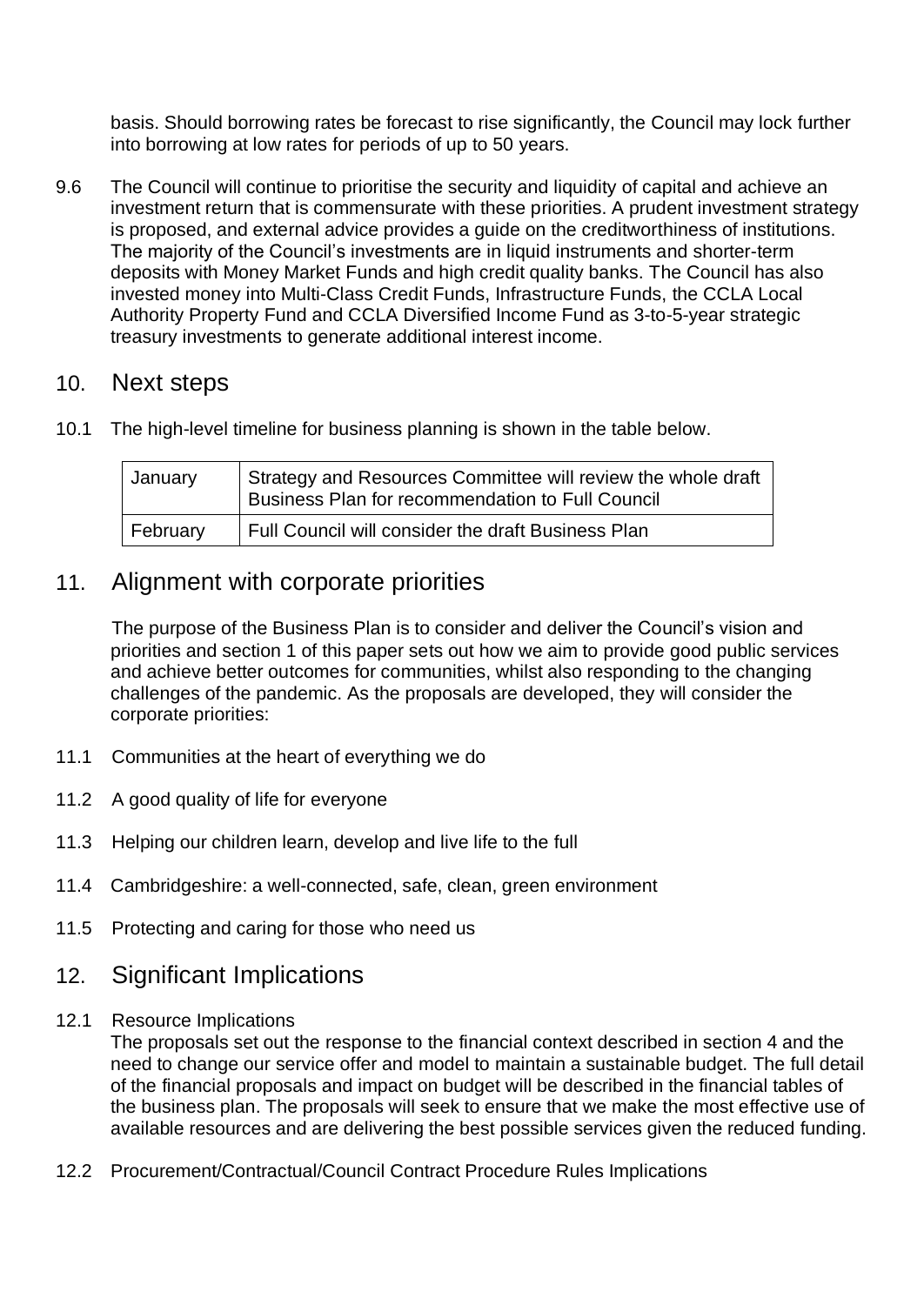basis. Should borrowing rates be forecast to rise significantly, the Council may lock further into borrowing at low rates for periods of up to 50 years.

9.6 The Council will continue to prioritise the security and liquidity of capital and achieve an investment return that is commensurate with these priorities. A prudent investment strategy is proposed, and external advice provides a guide on the creditworthiness of institutions. The majority of the Council's investments are in liquid instruments and shorter-term deposits with Money Market Funds and high credit quality banks. The Council has also invested money into Multi-Class Credit Funds, Infrastructure Funds, the CCLA Local Authority Property Fund and CCLA Diversified Income Fund as 3-to-5-year strategic treasury investments to generate additional interest income.

## 10. Next steps

10.1 The high-level timeline for business planning is shown in the table below.

| | |
|---|---|
| January | Strategy and Resources Committee will review the whole draft Business Plan for recommendation to Full Council |
| February | Full Council will consider the draft Business Plan |

## 11. Alignment with corporate priorities

The purpose of the Business Plan is to consider and deliver the Council's vision and priorities and section 1 of this paper sets out how we aim to provide good public services and achieve better outcomes for communities, whilst also responding to the changing challenges of the pandemic. As the proposals are developed, they will consider the corporate priorities:

11.1 Communities at the heart of everything we do

11.2 A good quality of life for everyone

11.3 Helping our children learn, develop and live life to the full

11.4 Cambridgeshire: a well-connected, safe, clean, green environment

11.5 Protecting and caring for those who need us

## 12. Significant Implications

12.1 Resource Implications

The proposals set out the response to the financial context described in section 4 and the need to change our service offer and model to maintain a sustainable budget. The full detail of the financial proposals and impact on budget will be described in the financial tables of the business plan. The proposals will seek to ensure that we make the most effective use of available resources and are delivering the best possible services given the reduced funding.

12.2 Procurement/Contractual/Council Contract Procedure Rules Implications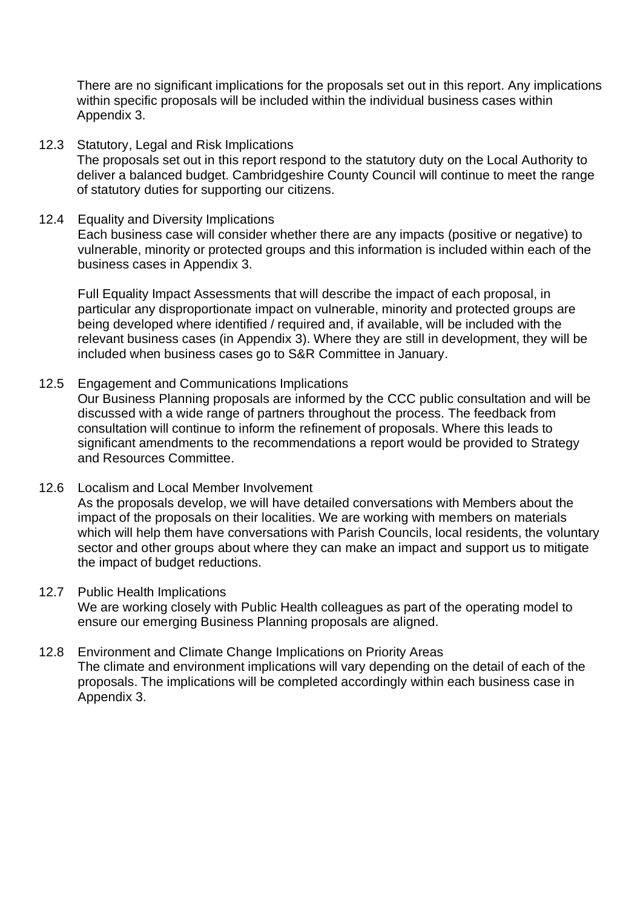There are no significant implications for the proposals set out in this report. Any implications within specific proposals will be included within the individual business cases within Appendix 3.

12.3 Statutory, Legal and Risk Implications

The proposals set out in this report respond to the statutory duty on the Local Authority to deliver a balanced budget. Cambridgeshire County Council will continue to meet the range of statutory duties for supporting our citizens.

12.4 Equality and Diversity Implications

Each business case will consider whether there are any impacts (positive or negative) to vulnerable, minority or protected groups and this information is included within each of the business cases in Appendix 3.

Full Equality Impact Assessments that will describe the impact of each proposal, in particular any disproportionate impact on vulnerable, minority and protected groups are being developed where identified / required and, if available, will be included with the relevant business cases (in Appendix 3). Where they are still in development, they will be included when business cases go to S&R Committee in January.

12.5 Engagement and Communications Implications

Our Business Planning proposals are informed by the CCC public consultation and will be discussed with a wide range of partners throughout the process. The feedback from consultation will continue to inform the refinement of proposals. Where this leads to significant amendments to the recommendations a report would be provided to Strategy and Resources Committee.

12.6 Localism and Local Member Involvement

As the proposals develop, we will have detailed conversations with Members about the impact of the proposals on their localities. We are working with members on materials which will help them have conversations with Parish Councils, local residents, the voluntary sector and other groups about where they can make an impact and support us to mitigate the impact of budget reductions.

12.7 Public Health Implications

We are working closely with Public Health colleagues as part of the operating model to ensure our emerging Business Planning proposals are aligned.

12.8 Environment and Climate Change Implications on Priority Areas

The climate and environment implications will vary depending on the detail of each of the proposals. The implications will be completed accordingly within each business case in Appendix 3.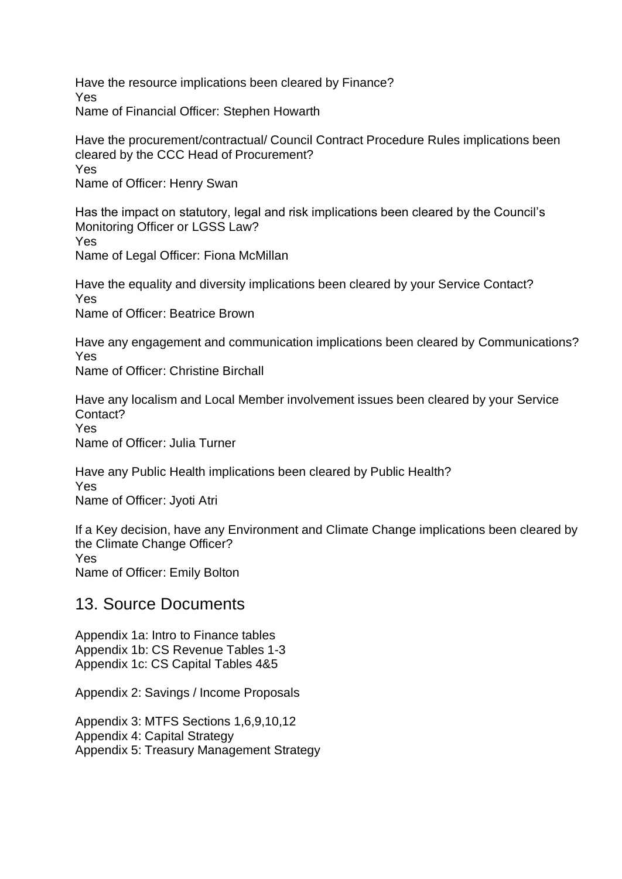Have the resource implications been cleared by Finance?
Yes
Name of Financial Officer: Stephen Howarth

Have the procurement/contractual/ Council Contract Procedure Rules implications been cleared by the CCC Head of Procurement?
Yes
Name of Officer: Henry Swan

Has the impact on statutory, legal and risk implications been cleared by the Council's Monitoring Officer or LGSS Law?
Yes
Name of Legal Officer: Fiona McMillan

Have the equality and diversity implications been cleared by your Service Contact?
Yes
Name of Officer: Beatrice Brown

Have any engagement and communication implications been cleared by Communications?
Yes
Name of Officer: Christine Birchall

Have any localism and Local Member involvement issues been cleared by your Service Contact?
Yes
Name of Officer: Julia Turner

Have any Public Health implications been cleared by Public Health?
Yes
Name of Officer: Jyoti Atri

If a Key decision, have any Environment and Climate Change implications been cleared by the Climate Change Officer?
Yes
Name of Officer: Emily Bolton

## 13. Source Documents

Appendix 1a: Intro to Finance tables
Appendix 1b: CS Revenue Tables 1-3
Appendix 1c: CS Capital Tables 4&5

Appendix 2: Savings / Income Proposals

Appendix 3: MTFS Sections 1,6,9,10,12
Appendix 4: Capital Strategy
Appendix 5: Treasury Management Strategy